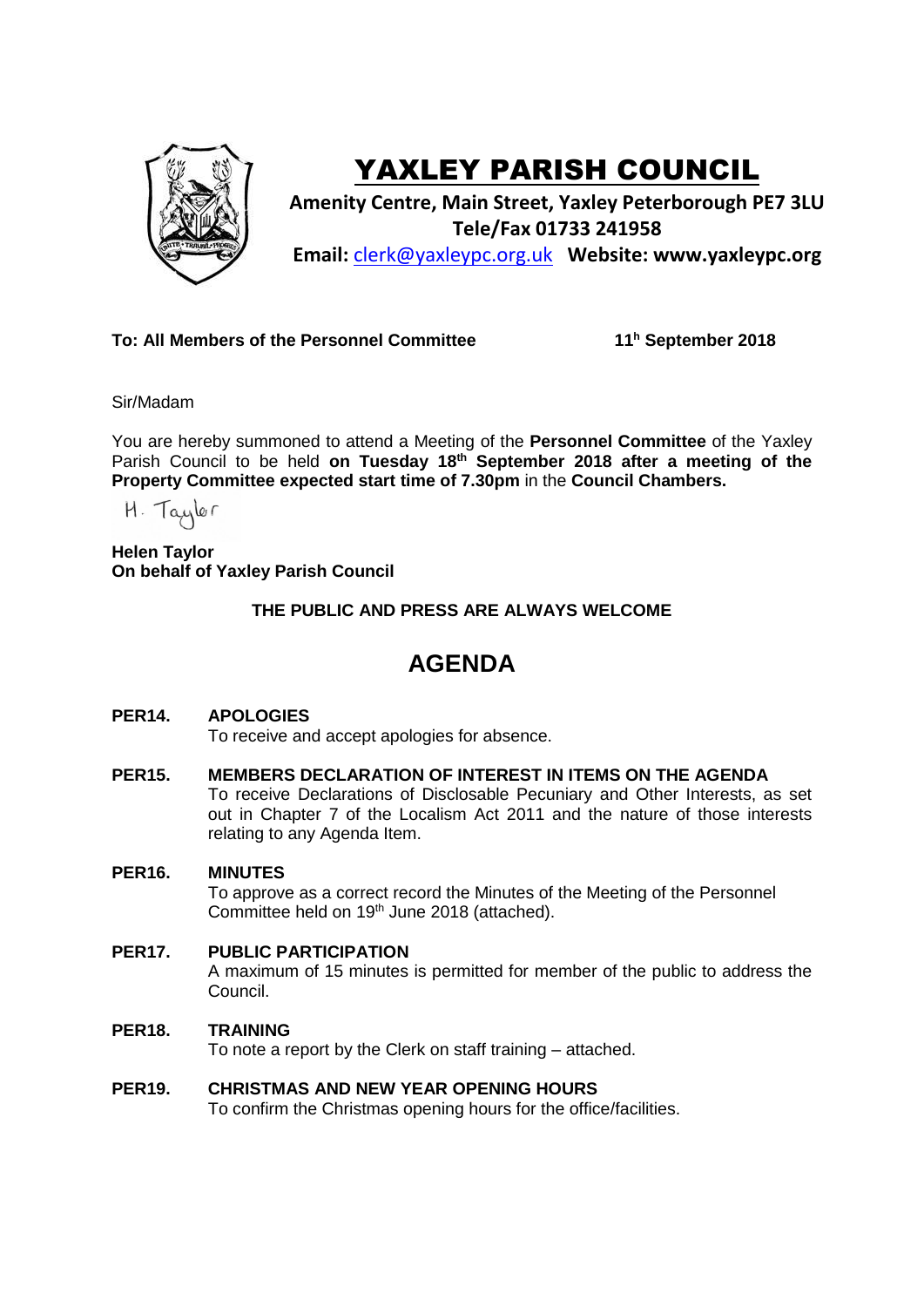# YAXLEY PARISH COUNCIL

**Amenity Centre, Main Street, Yaxley Peterborough PE7 3LU**
**Tele/Fax 01733 241958**
**Email:** clerk@yaxleypc.org.uk **Website: www.yaxleypc.org**

**To: All Members of the Personnel Committee** **11h September 2018**

Sir/Madam

You are hereby summoned to attend a Meeting of the **Personnel Committee** of the Yaxley Parish Council to be held **on Tuesday 18th September 2018 after a meeting of the Property Committee expected start time of 7.30pm** in the **Council Chambers.**

H. Taylor

**Helen Taylor**
**On behalf of Yaxley Parish Council**

**THE PUBLIC AND PRESS ARE ALWAYS WELCOME**

## AGENDA

**PER14. APOLOGIES**
To receive and accept apologies for absence.

**PER15. MEMBERS DECLARATION OF INTEREST IN ITEMS ON THE AGENDA**
To receive Declarations of Disclosable Pecuniary and Other Interests, as set out in Chapter 7 of the Localism Act 2011 and the nature of those interests relating to any Agenda Item.

**PER16. MINUTES**
To approve as a correct record the Minutes of the Meeting of the Personnel Committee held on 19th June 2018 (attached).

**PER17. PUBLIC PARTICIPATION**
A maximum of 15 minutes is permitted for member of the public to address the Council.

**PER18. TRAINING**
To note a report by the Clerk on staff training – attached.

**PER19. CHRISTMAS AND NEW YEAR OPENING HOURS**
To confirm the Christmas opening hours for the office/facilities.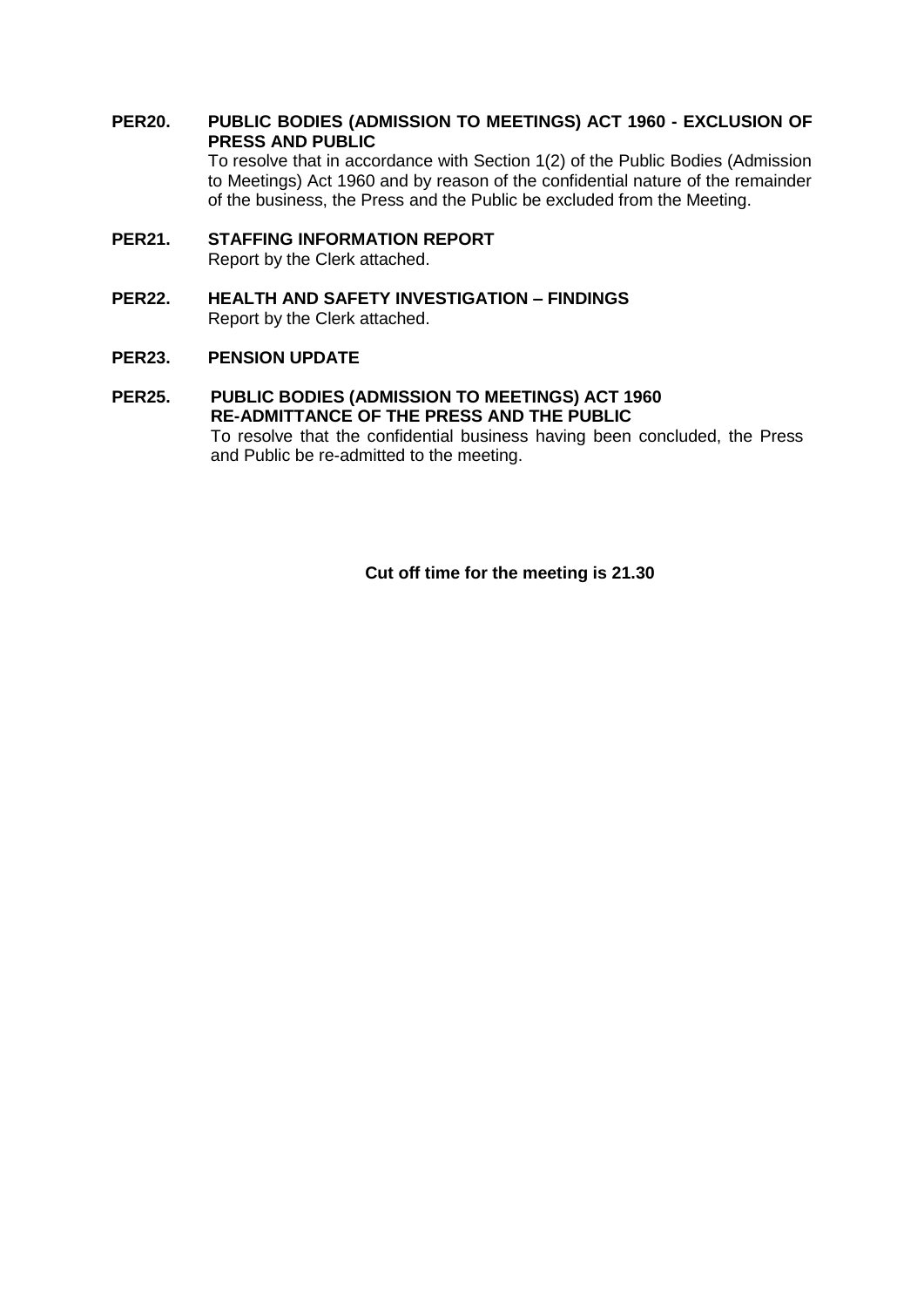**PER20. PUBLIC BODIES (ADMISSION TO MEETINGS) ACT 1960 - EXCLUSION OF PRESS AND PUBLIC**

To resolve that in accordance with Section 1(2) of the Public Bodies (Admission to Meetings) Act 1960 and by reason of the confidential nature of the remainder of the business, the Press and the Public be excluded from the Meeting.

**PER21. STAFFING INFORMATION REPORT**

Report by the Clerk attached.

**PER22. HEALTH AND SAFETY INVESTIGATION – FINDINGS**

Report by the Clerk attached.

**PER23. PENSION UPDATE**

**PER25. PUBLIC BODIES (ADMISSION TO MEETINGS) ACT 1960 RE-ADMITTANCE OF THE PRESS AND THE PUBLIC**

To resolve that the confidential business having been concluded, the Press and Public be re-admitted to the meeting.

**Cut off time for the meeting is 21.30**